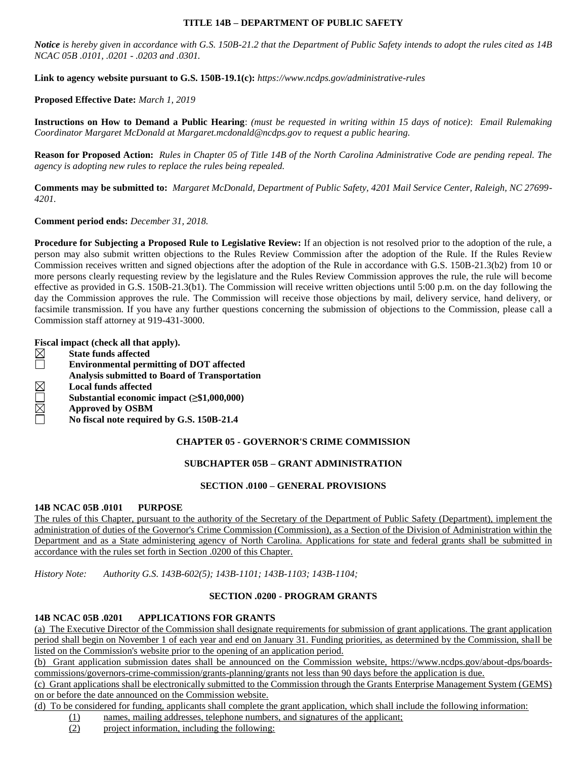**TITLE 14B – DEPARTMENT OF PUBLIC SAFETY**

***Notice** is hereby given in accordance with G.S. 150B-21.2 that the Department of Public Safety intends to adopt the rules cited as 14B NCAC 05B .0101, .0201 - .0203 and .0301.*

**Link to agency website pursuant to G.S. 150B-19.1(c):** *https://www.ncdps.gov/administrative-rules*

**Proposed Effective Date:** *March 1, 2019*

**Instructions on How to Demand a Public Hearing**: *(must be requested in writing within 15 days of notice): Email Rulemaking Coordinator Margaret McDonald at Margaret.mcdonald@ncdps.gov to request a public hearing.*

**Reason for Proposed Action:** *Rules in Chapter 05 of Title 14B of the North Carolina Administrative Code are pending repeal. The agency is adopting new rules to replace the rules being repealed.*

**Comments may be submitted to:** *Margaret McDonald, Department of Public Safety, 4201 Mail Service Center, Raleigh, NC 27699-4201.*

**Comment period ends:** *December 31, 2018.*

**Procedure for Subjecting a Proposed Rule to Legislative Review:** If an objection is not resolved prior to the adoption of the rule, a person may also submit written objections to the Rules Review Commission after the adoption of the Rule. If the Rules Review Commission receives written and signed objections after the adoption of the Rule in accordance with G.S. 150B-21.3(b2) from 10 or more persons clearly requesting review by the legislature and the Rules Review Commission approves the rule, the rule will become effective as provided in G.S. 150B-21.3(b1). The Commission will receive written objections until 5:00 p.m. on the day following the day the Commission approves the rule. The Commission will receive those objections by mail, delivery service, hand delivery, or facsimile transmission. If you have any further questions concerning the submission of objections to the Commission, please call a Commission staff attorney at 919-431-3000.

**Fiscal impact (check all that apply).**

- ☒ **State funds affected**
- ☐ **Environmental permitting of DOT affected**
  **Analysis submitted to Board of Transportation**
- ☒ **Local funds affected**
- ☐ **Substantial economic impact (≥$1,000,000)**
- ☒ **Approved by OSBM**
- ☐ **No fiscal note required by G.S. 150B-21.4**

**CHAPTER 05 - GOVERNOR'S CRIME COMMISSION**

**SUBCHAPTER 05B – GRANT ADMINISTRATION**

**SECTION .0100 – GENERAL PROVISIONS**

**14B NCAC 05B .0101 PURPOSE**

The rules of this Chapter, pursuant to the authority of the Secretary of the Department of Public Safety (Department), implement the administration of duties of the Governor's Crime Commission (Commission), as a Section of the Division of Administration within the Department and as a State administering agency of North Carolina. Applications for state and federal grants shall be submitted in accordance with the rules set forth in Section .0200 of this Chapter.

*History Note: Authority G.S. 143B-602(5); 143B-1101; 143B-1103; 143B-1104;*

**SECTION .0200 - PROGRAM GRANTS**

**14B NCAC 05B .0201 APPLICATIONS FOR GRANTS**

(a) The Executive Director of the Commission shall designate requirements for submission of grant applications. The grant application period shall begin on November 1 of each year and end on January 31. Funding priorities, as determined by the Commission, shall be listed on the Commission's website prior to the opening of an application period.

(b) Grant application submission dates shall be announced on the Commission website, https://www.ncdps.gov/about-dps/boards-commissions/governors-crime-commission/grants-planning/grants not less than 90 days before the application is due.

(c) Grant applications shall be electronically submitted to the Commission through the Grants Enterprise Management System (GEMS) on or before the date announced on the Commission website.

(d) To be considered for funding, applicants shall complete the grant application, which shall include the following information:

(1) names, mailing addresses, telephone numbers, and signatures of the applicant;

(2) project information, including the following: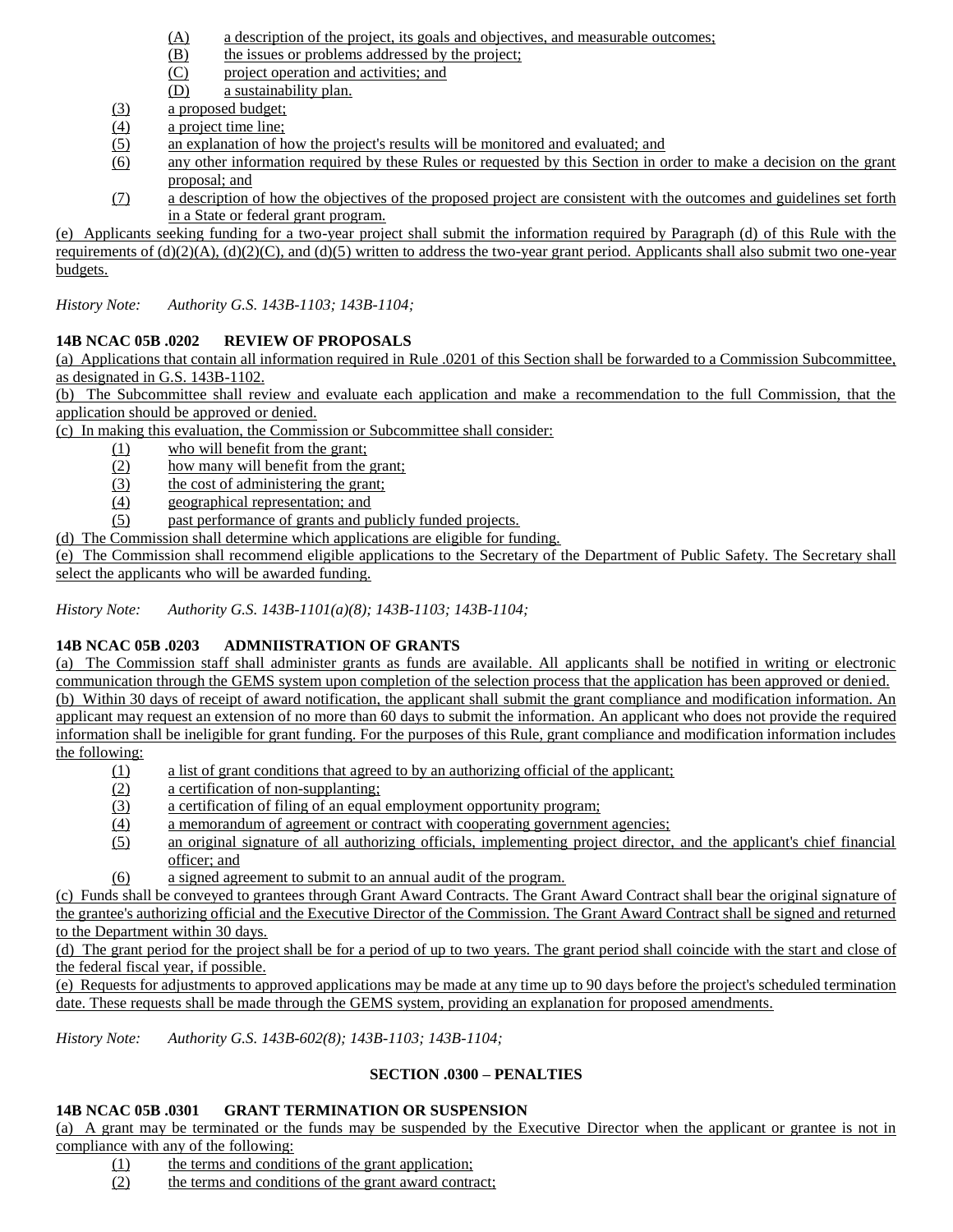(A) a description of the project, its goals and objectives, and measurable outcomes;
(B) the issues or problems addressed by the project;
(C) project operation and activities; and
(D) a sustainability plan.

(3) a proposed budget;
(4) a project time line;
(5) an explanation of how the project's results will be monitored and evaluated; and
(6) any other information required by these Rules or requested by this Section in order to make a decision on the grant proposal; and
(7) a description of how the objectives of the proposed project are consistent with the outcomes and guidelines set forth in a State or federal grant program.

(e) Applicants seeking funding for a two-year project shall submit the information required by Paragraph (d) of this Rule with the requirements of (d)(2)(A), (d)(2)(C), and (d)(5) written to address the two-year grant period. Applicants shall also submit two one-year budgets.

*History Note: Authority G.S. 143B-1103; 143B-1104;*

**14B NCAC 05B .0202 REVIEW OF PROPOSALS**

(a) Applications that contain all information required in Rule .0201 of this Section shall be forwarded to a Commission Subcommittee, as designated in G.S. 143B-1102.

(b) The Subcommittee shall review and evaluate each application and make a recommendation to the full Commission, that the application should be approved or denied.

(c) In making this evaluation, the Commission or Subcommittee shall consider:

(1) who will benefit from the grant;
(2) how many will benefit from the grant;
(3) the cost of administering the grant;
(4) geographical representation; and
(5) past performance of grants and publicly funded projects.

(d) The Commission shall determine which applications are eligible for funding.

(e) The Commission shall recommend eligible applications to the Secretary of the Department of Public Safety. The Secretary shall select the applicants who will be awarded funding.

*History Note: Authority G.S. 143B-1101(a)(8); 143B-1103; 143B-1104;*

**14B NCAC 05B .0203 ADMNIISTRATION OF GRANTS**

(a) The Commission staff shall administer grants as funds are available. All applicants shall be notified in writing or electronic communication through the GEMS system upon completion of the selection process that the application has been approved or denied.

(b) Within 30 days of receipt of award notification, the applicant shall submit the grant compliance and modification information. An applicant may request an extension of no more than 60 days to submit the information. An applicant who does not provide the required information shall be ineligible for grant funding. For the purposes of this Rule, grant compliance and modification information includes the following:

(1) a list of grant conditions that agreed to by an authorizing official of the applicant;
(2) a certification of non-supplanting;
(3) a certification of filing of an equal employment opportunity program;
(4) a memorandum of agreement or contract with cooperating government agencies;
(5) an original signature of all authorizing officials, implementing project director, and the applicant's chief financial officer; and
(6) a signed agreement to submit to an annual audit of the program.

(c) Funds shall be conveyed to grantees through Grant Award Contracts. The Grant Award Contract shall bear the original signature of the grantee's authorizing official and the Executive Director of the Commission. The Grant Award Contract shall be signed and returned to the Department within 30 days.

(d) The grant period for the project shall be for a period of up to two years. The grant period shall coincide with the start and close of the federal fiscal year, if possible.

(e) Requests for adjustments to approved applications may be made at any time up to 90 days before the project's scheduled termination date. These requests shall be made through the GEMS system, providing an explanation for proposed amendments.

*History Note: Authority G.S. 143B-602(8); 143B-1103; 143B-1104;*

**SECTION .0300 – PENALTIES**

**14B NCAC 05B .0301 GRANT TERMINATION OR SUSPENSION**

(a) A grant may be terminated or the funds may be suspended by the Executive Director when the applicant or grantee is not in compliance with any of the following:

(1) the terms and conditions of the grant application;
(2) the terms and conditions of the grant award contract;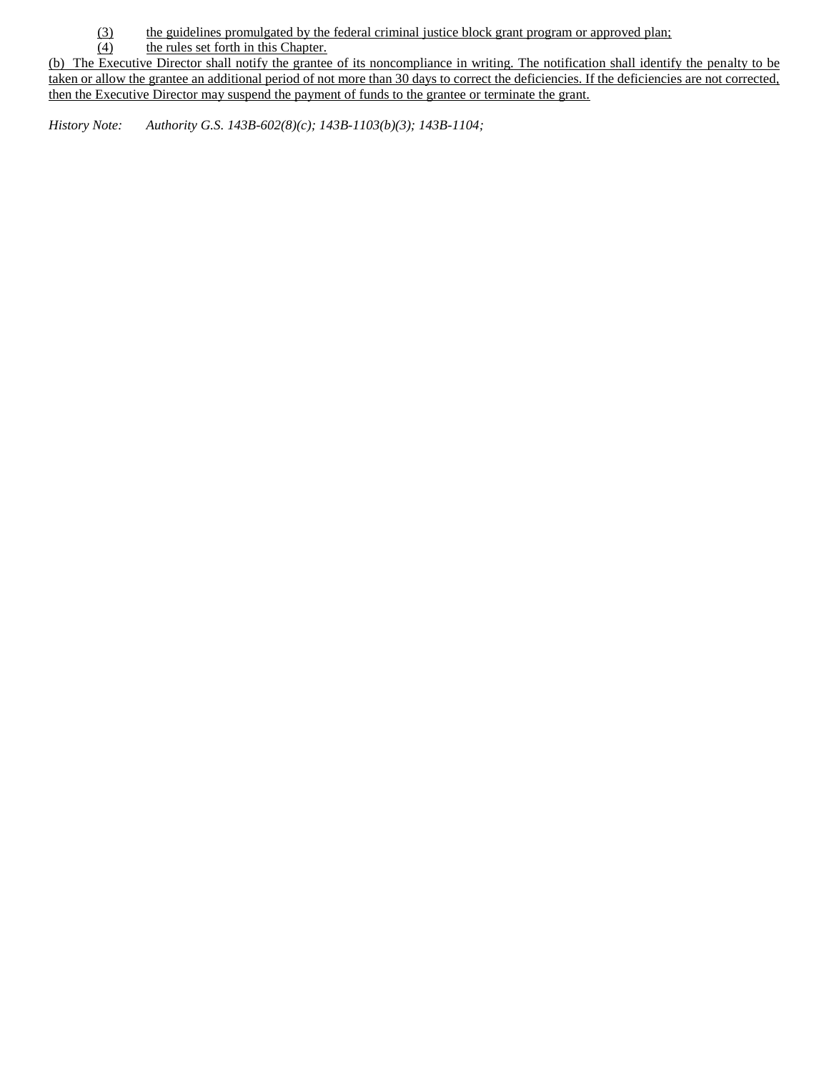(3) the guidelines promulgated by the federal criminal justice block grant program or approved plan;

(4) the rules set forth in this Chapter.

(b) The Executive Director shall notify the grantee of its noncompliance in writing. The notification shall identify the penalty to be taken or allow the grantee an additional period of not more than 30 days to correct the deficiencies. If the deficiencies are not corrected, then the Executive Director may suspend the payment of funds to the grantee or terminate the grant.

*History Note: Authority G.S. 143B-602(8)(c); 143B-1103(b)(3); 143B-1104;*